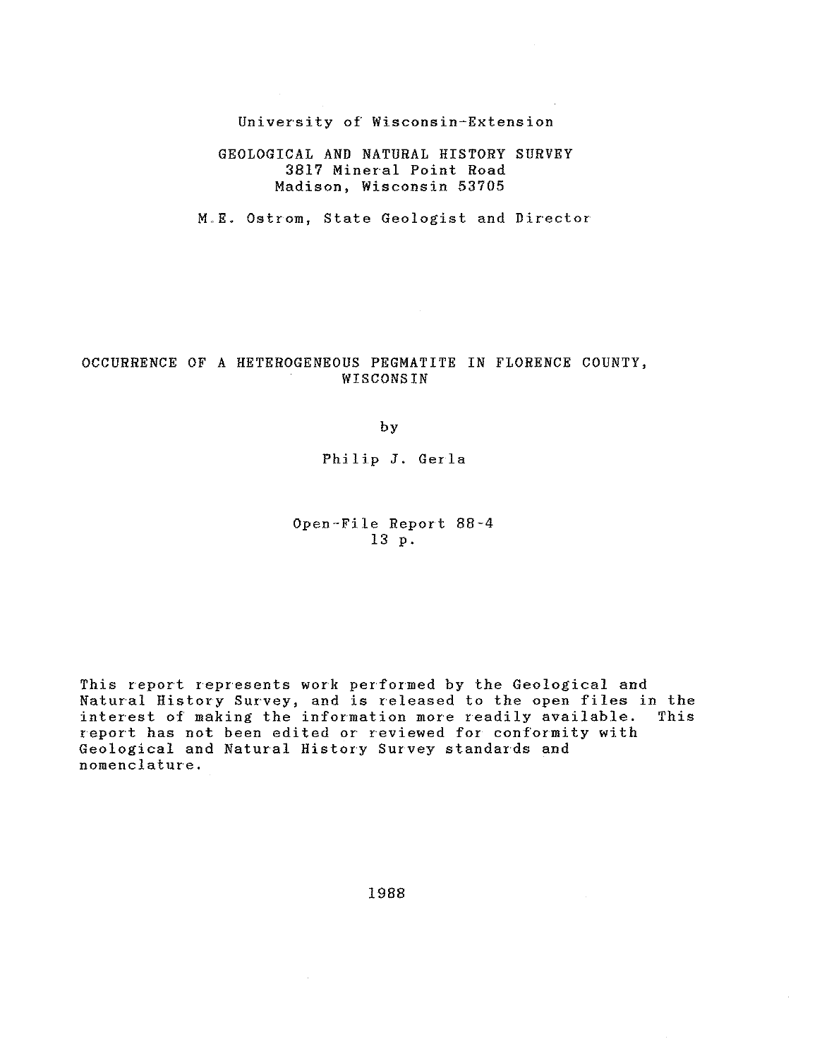University of Wisconsin-Extension

GEOLOGICAL AND NATURAL HISTORY SURVEY
3817 Mineral Point Road
Madison, Wisconsin 53705

M.E. Ostrom, State Geologist and Director

# OCCURRENCE OF A HETEROGENEOUS PEGMATITE IN FLORENCE COUNTY, WISCONSIN

by

Philip J. Gerla

Open-File Report 88-4
13 p.

This report represents work performed by the Geological and Natural History Survey, and is released to the open files in the interest of making the information more readily available. This report has not been edited or reviewed for conformity with Geological and Natural History Survey standards and nomenclature.

1988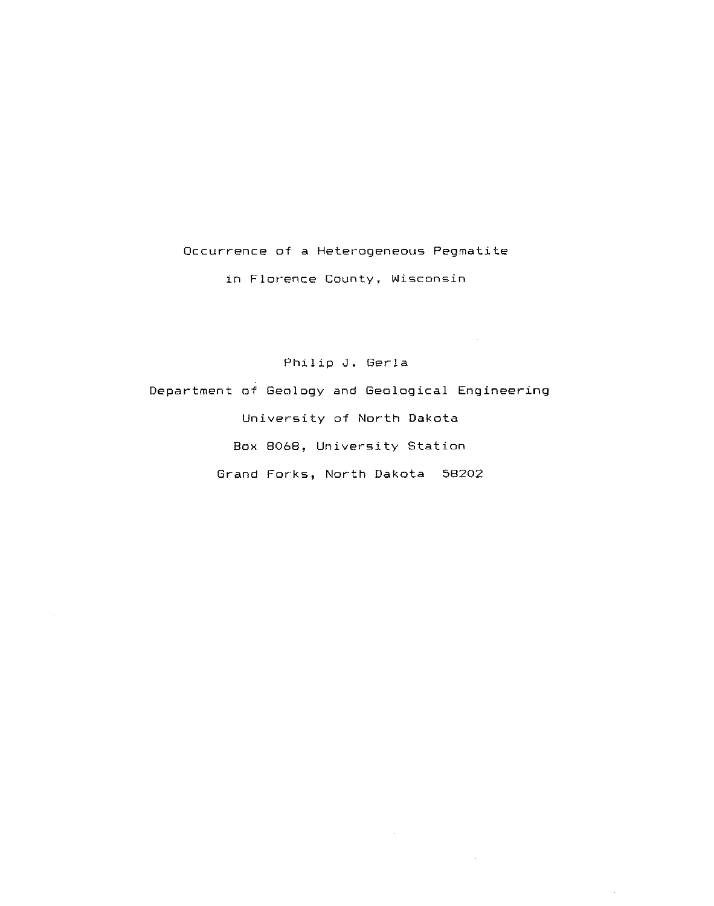# Occurrence of a Heterogeneous Pegmatite in Florence County, Wisconsin

Philip J. Gerla

Department of Geology and Geological Engineering

University of North Dakota

Box 8068, University Station

Grand Forks, North Dakota 58202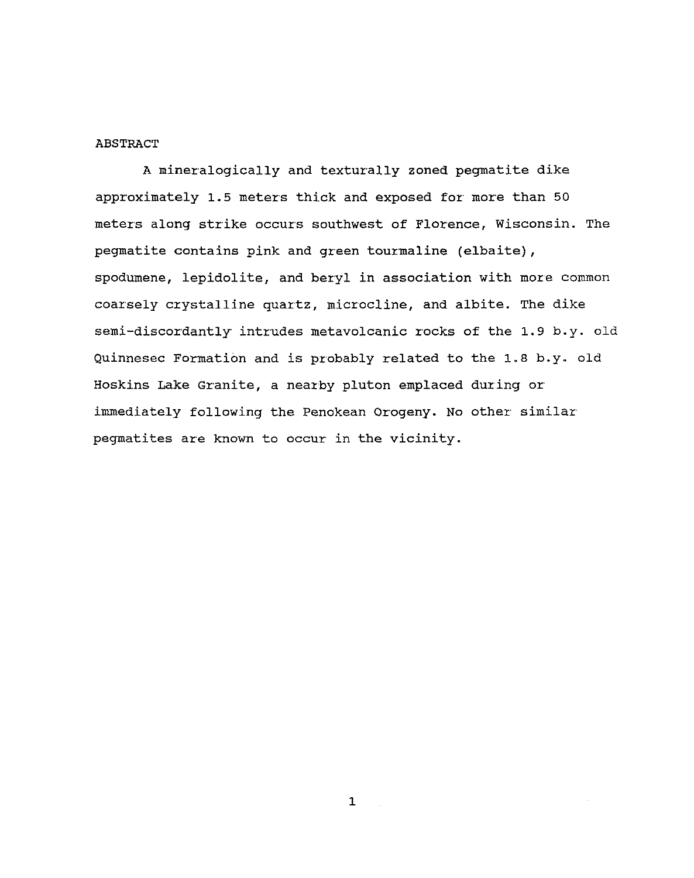## ABSTRACT

A mineralogically and texturally zoned pegmatite dike approximately 1.5 meters thick and exposed for more than 50 meters along strike occurs southwest of Florence, Wisconsin. The pegmatite contains pink and green tourmaline (elbaite), spodumene, lepidolite, and beryl in association with more common coarsely crystalline quartz, microcline, and albite. The dike semi-discordantly intrudes metavolcanic rocks of the 1.9 b.y. old Quinnesec Formation and is probably related to the 1.8 b.y. old Hoskins Lake Granite, a nearby pluton emplaced during or immediately following the Penokean Orogeny. No other similar pegmatites are known to occur in the vicinity.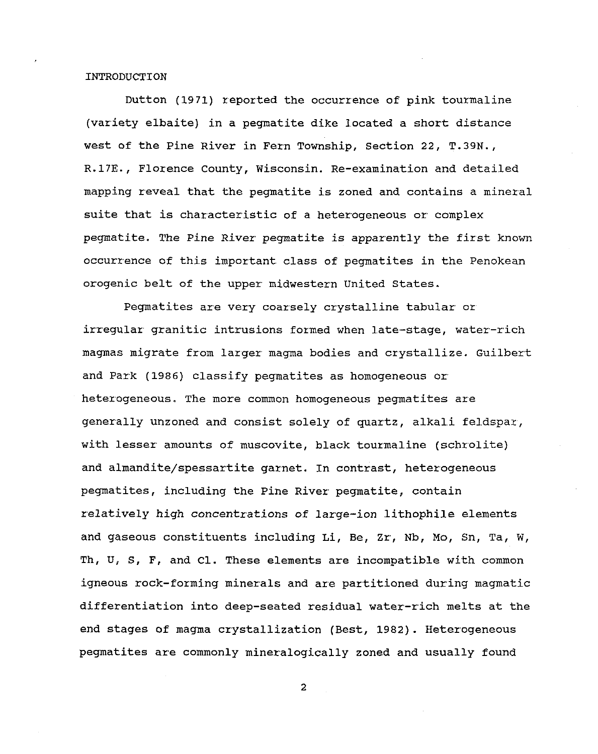## INTRODUCTION

Dutton (1971) reported the occurrence of pink tourmaline (variety elbaite) in a pegmatite dike located a short distance west of the Pine River in Fern Township, Section 22, T.39N., R.17E., Florence County, Wisconsin. Re-examination and detailed mapping reveal that the pegmatite is zoned and contains a mineral suite that is characteristic of a heterogeneous or complex pegmatite. The Pine River pegmatite is apparently the first known occurrence of this important class of pegmatites in the Penokean orogenic belt of the upper midwestern United States.

Pegmatites are very coarsely crystalline tabular or irregular granitic intrusions formed when late-stage, water-rich magmas migrate from larger magma bodies and crystallize. Guilbert and Park (1986) classify pegmatites as homogeneous or heterogeneous. The more common homogeneous pegmatites are generally unzoned and consist solely of quartz, alkali feldspar, with lesser amounts of muscovite, black tourmaline (schrolite) and almandite/spessartite garnet. In contrast, heterogeneous pegmatites, including the Pine River pegmatite, contain relatively high concentrations of large-ion lithophile elements and gaseous constituents including Li, Be, Zr, Nb, Mo, Sn, Ta, W, Th, U, S, F, and Cl. These elements are incompatible with common igneous rock-forming minerals and are partitioned during magmatic differentiation into deep-seated residual water-rich melts at the end stages of magma crystallization (Best, 1982). Heterogeneous pegmatites are commonly mineralogically zoned and usually found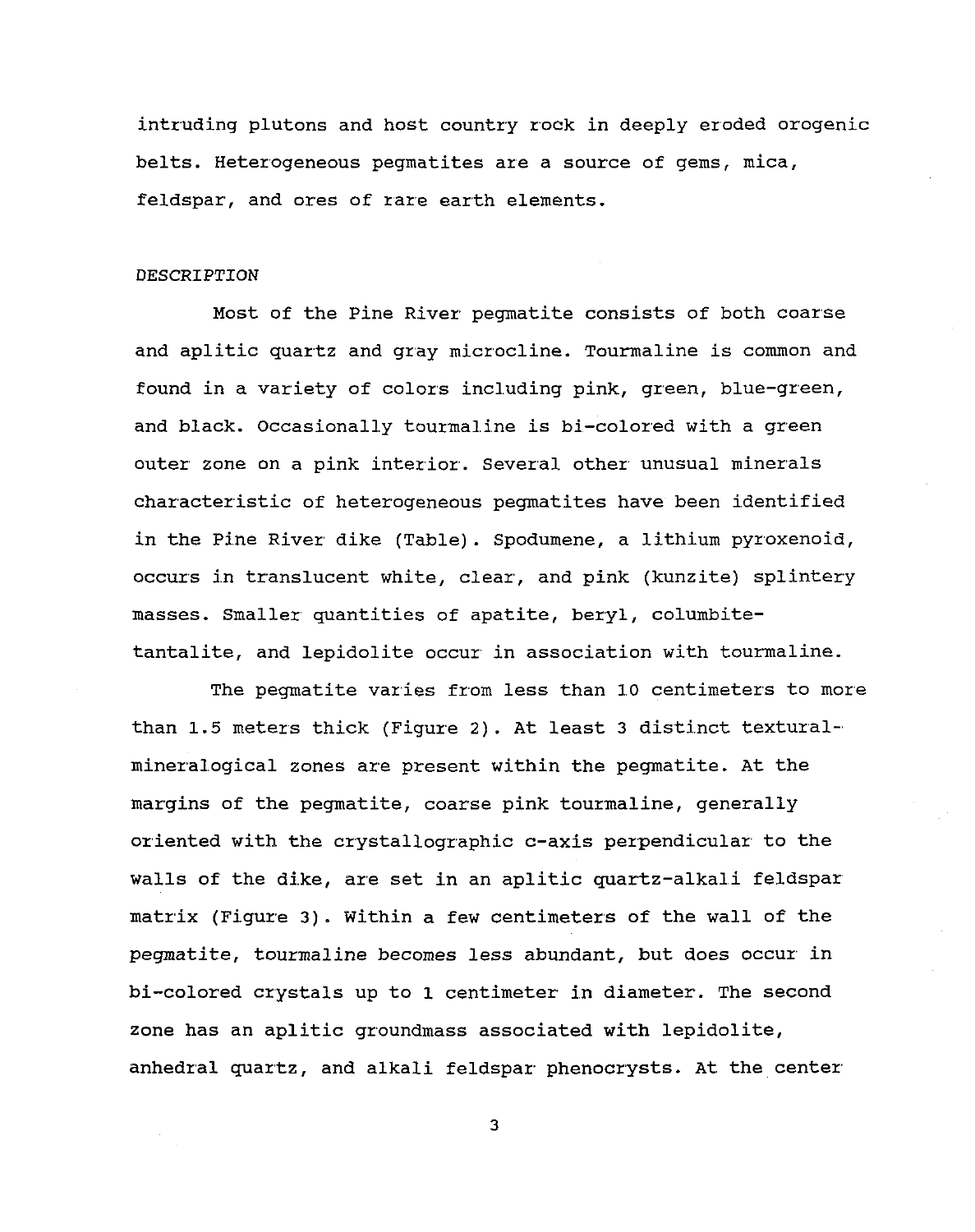intruding plutons and host country rock in deeply eroded orogenic belts. Heterogeneous pegmatites are a source of gems, mica, feldspar, and ores of rare earth elements.

## DESCRIPTION

Most of the Pine River pegmatite consists of both coarse and aplitic quartz and gray microcline. Tourmaline is common and found in a variety of colors including pink, green, blue-green, and black. Occasionally tourmaline is bi-colored with a green outer zone on a pink interior. Several other unusual minerals characteristic of heterogeneous pegmatites have been identified in the Pine River dike (Table). Spodumene, a lithium pyroxenoid, occurs in translucent white, clear, and pink (kunzite) splintery masses. Smaller quantities of apatite, beryl, columbite-tantalite, and lepidolite occur in association with tourmaline.

The pegmatite varies from less than 10 centimeters to more than 1.5 meters thick (Figure 2). At least 3 distinct textural-mineralogical zones are present within the pegmatite. At the margins of the pegmatite, coarse pink tourmaline, generally oriented with the crystallographic c-axis perpendicular to the walls of the dike, are set in an aplitic quartz-alkali feldspar matrix (Figure 3). Within a few centimeters of the wall of the pegmatite, tourmaline becomes less abundant, but does occur in bi-colored crystals up to 1 centimeter in diameter. The second zone has an aplitic groundmass associated with lepidolite, anhedral quartz, and alkali feldspar phenocrysts. At the center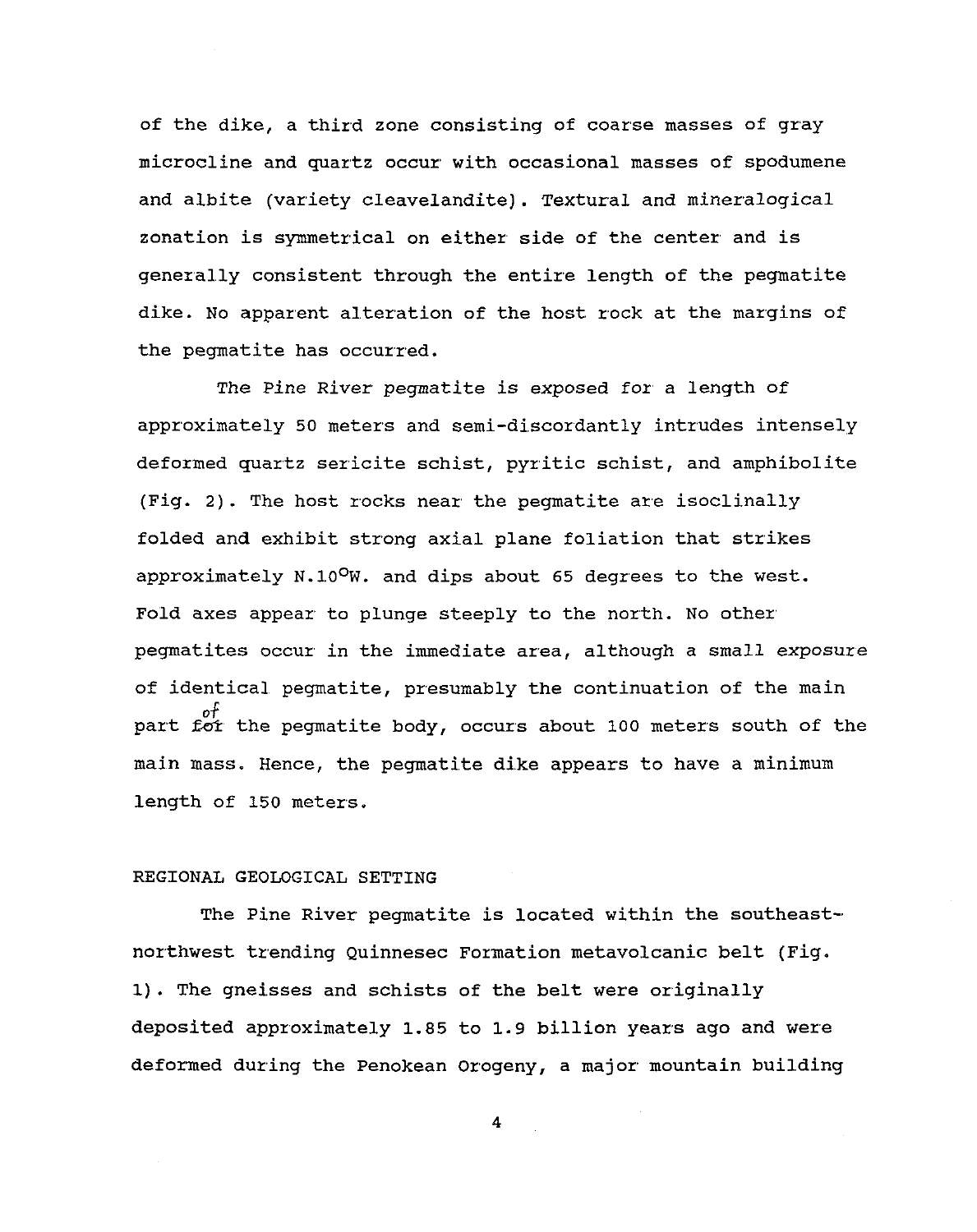of the dike, a third zone consisting of coarse masses of gray microcline and quartz occur with occasional masses of spodumene and albite (variety cleavelandite). Textural and mineralogical zonation is symmetrical on either side of the center and is generally consistent through the entire length of the pegmatite dike. No apparent alteration of the host rock at the margins of the pegmatite has occurred.

The Pine River pegmatite is exposed for a length of approximately 50 meters and semi-discordantly intrudes intensely deformed quartz sericite schist, pyritic schist, and amphibolite (Fig. 2). The host rocks near the pegmatite are isoclinally folded and exhibit strong axial plane foliation that strikes approximately N.10°W. and dips about 65 degrees to the west. Fold axes appear to plunge steeply to the north. No other pegmatites occur in the immediate area, although a small exposure of identical pegmatite, presumably the continuation of the main part of the pegmatite body, occurs about 100 meters south of the main mass. Hence, the pegmatite dike appears to have a minimum length of 150 meters.

## REGIONAL GEOLOGICAL SETTING

The Pine River pegmatite is located within the southeast-northwest trending Quinnesec Formation metavolcanic belt (Fig. 1). The gneisses and schists of the belt were originally deposited approximately 1.85 to 1.9 billion years ago and were deformed during the Penokean Orogeny, a major mountain building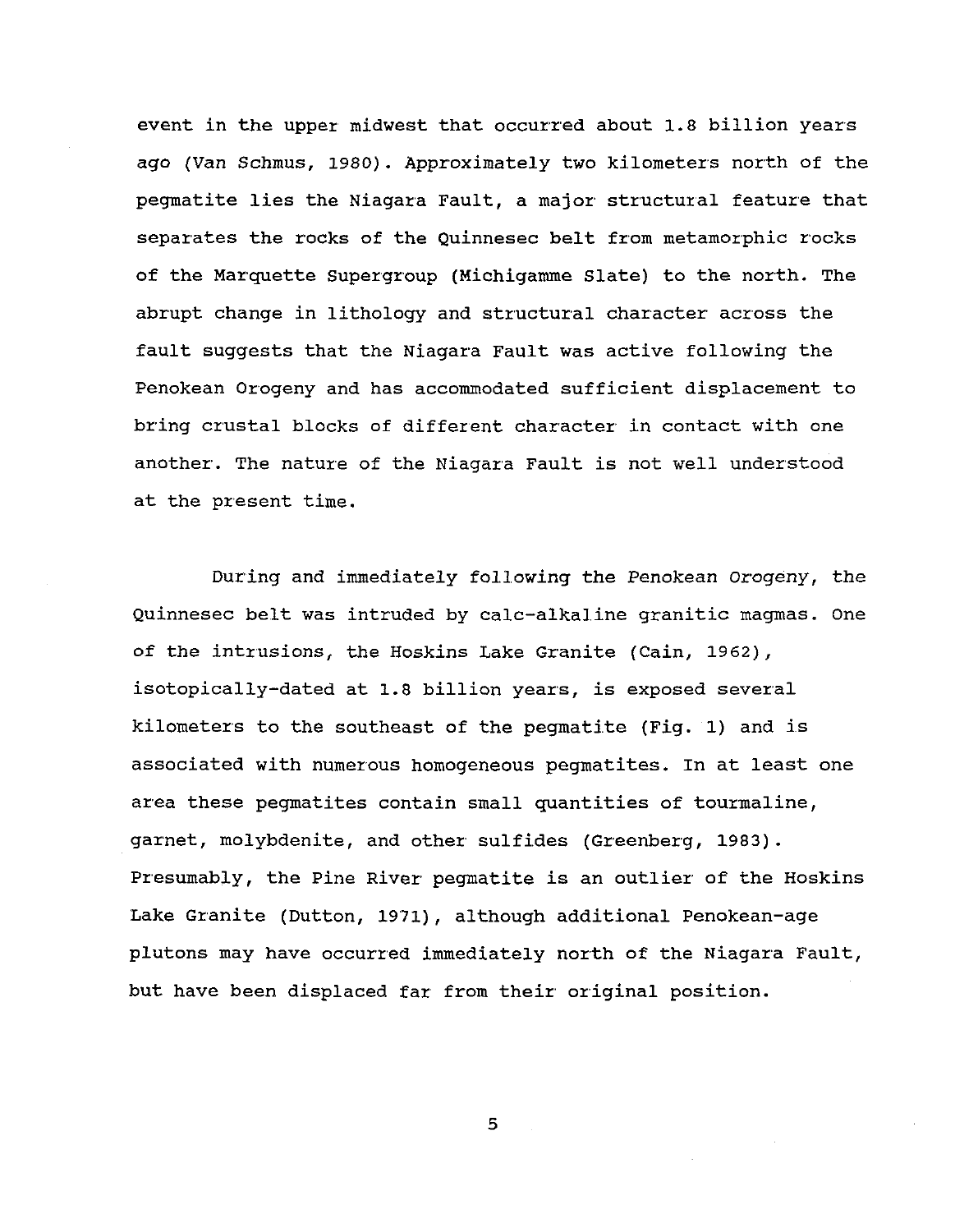event in the upper midwest that occurred about 1.8 billion years ago (Van Schmus, 1980). Approximately two kilometers north of the pegmatite lies the Niagara Fault, a major structural feature that separates the rocks of the Quinnesec belt from metamorphic rocks of the Marquette Supergroup (Michigamme Slate) to the north. The abrupt change in lithology and structural character across the fault suggests that the Niagara Fault was active following the Penokean Orogeny and has accommodated sufficient displacement to bring crustal blocks of different character in contact with one another. The nature of the Niagara Fault is not well understood at the present time.

During and immediately following the Penokean Orogeny, the Quinnesec belt was intruded by calc-alkaline granitic magmas. One of the intrusions, the Hoskins Lake Granite (Cain, 1962), isotopically-dated at 1.8 billion years, is exposed several kilometers to the southeast of the pegmatite (Fig. 1) and is associated with numerous homogeneous pegmatites. In at least one area these pegmatites contain small quantities of tourmaline, garnet, molybdenite, and other sulfides (Greenberg, 1983). Presumably, the Pine River pegmatite is an outlier of the Hoskins Lake Granite (Dutton, 1971), although additional Penokean-age plutons may have occurred immediately north of the Niagara Fault, but have been displaced far from their original position.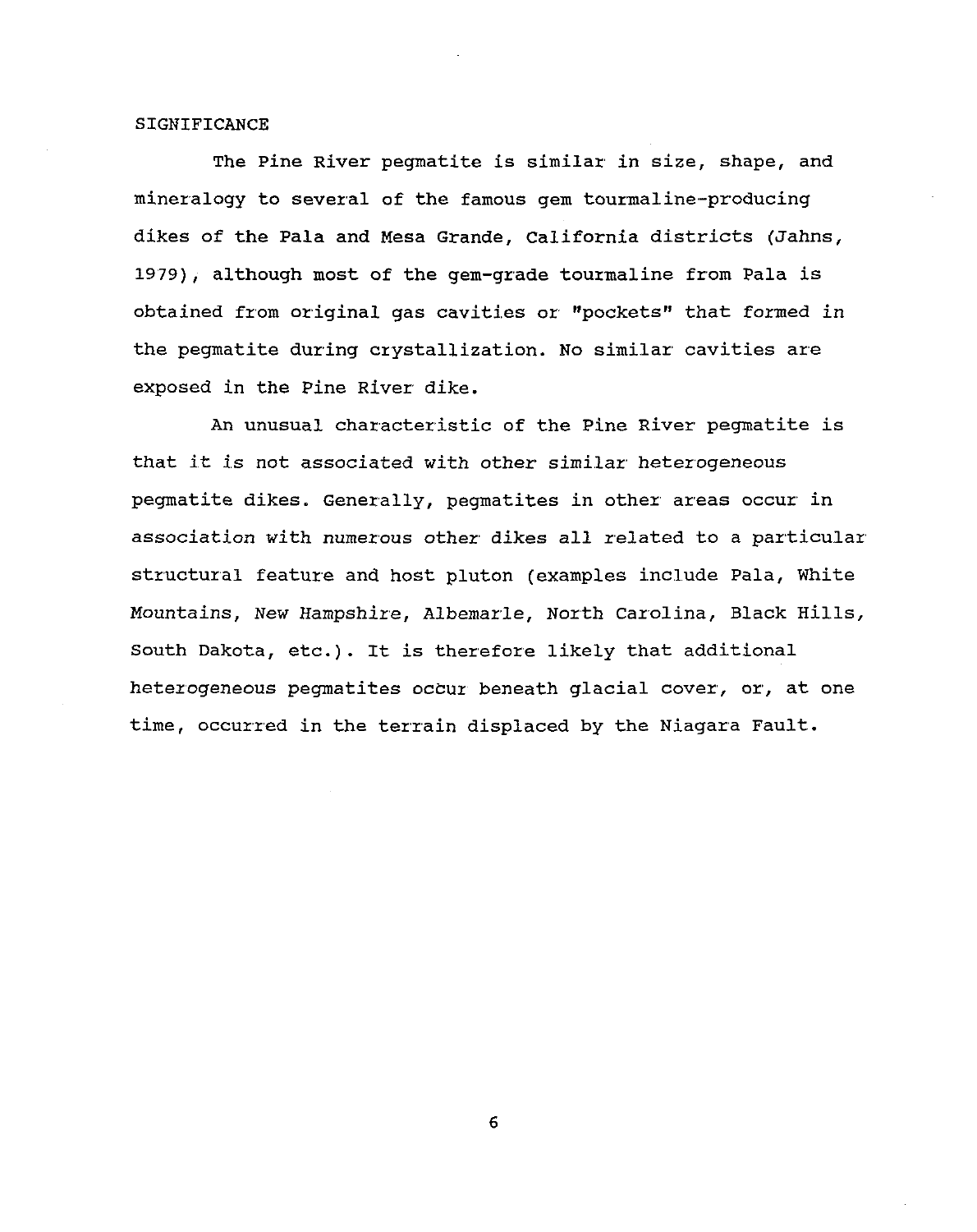## SIGNIFICANCE

The Pine River pegmatite is similar in size, shape, and mineralogy to several of the famous gem tourmaline-producing dikes of the Pala and Mesa Grande, California districts (Jahns, 1979), although most of the gem-grade tourmaline from Pala is obtained from original gas cavities or "pockets" that formed in the pegmatite during crystallization. No similar cavities are exposed in the Pine River dike.

An unusual characteristic of the Pine River pegmatite is that it is not associated with other similar heterogeneous pegmatite dikes. Generally, pegmatites in other areas occur in association with numerous other dikes all related to a particular structural feature and host pluton (examples include Pala, White Mountains, New Hampshire, Albemarle, North Carolina, Black Hills, South Dakota, etc.). It is therefore likely that additional heterogeneous pegmatites occur beneath glacial cover, or, at one time, occurred in the terrain displaced by the Niagara Fault.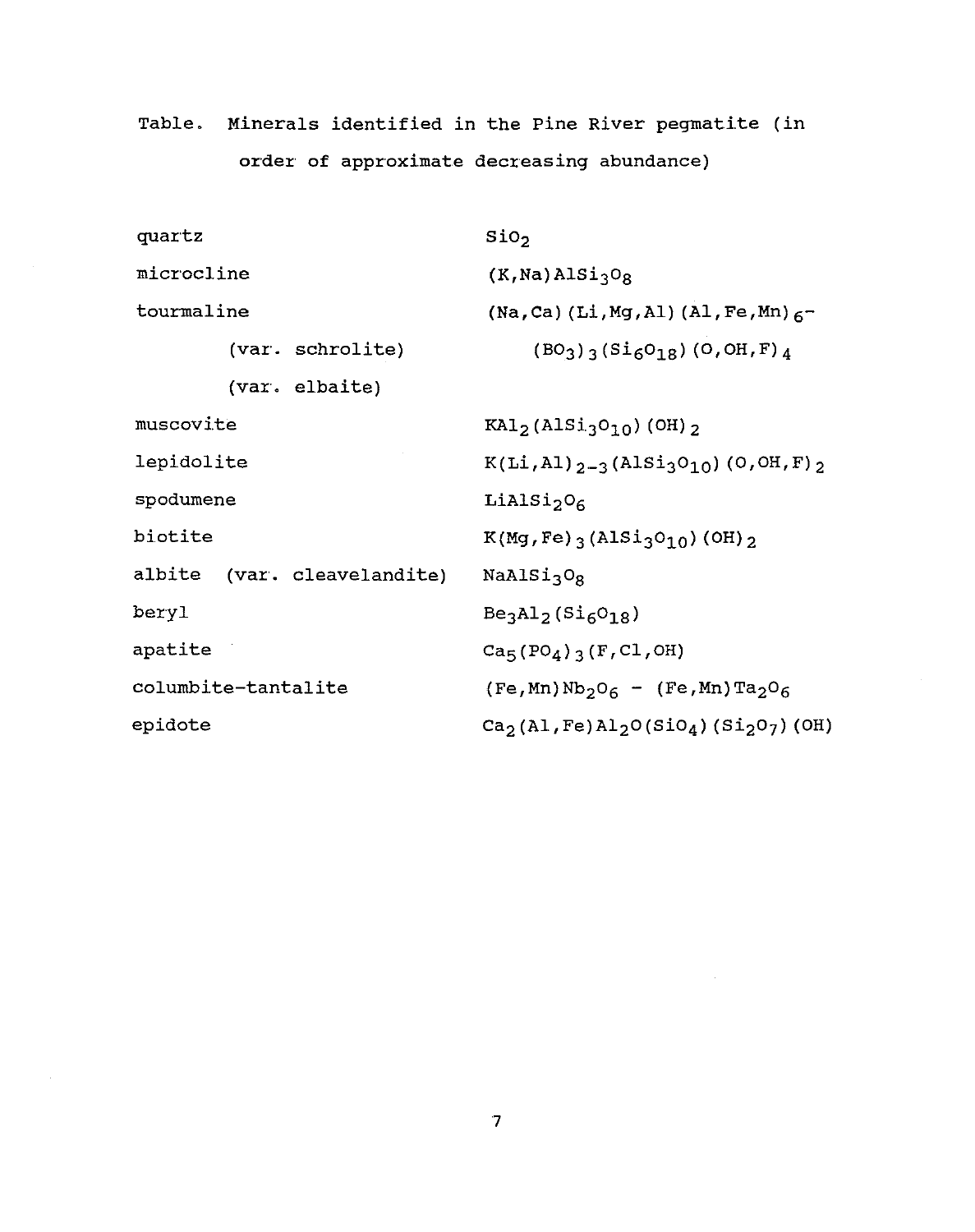Table. Minerals identified in the Pine River pegmatite (in order of approximate decreasing abundance)

| Mineral | Formula |
|---|---|
| quartz | $SiO_2$ |
| microcline | $(K,Na)AlSi_3O_8$ |
| tourmaline | $(Na,Ca)(Li,Mg,Al)(Al,Fe,Mn)_6$- |
| (var. schrolite) | $(BO_3)_3(Si_6O_{18})(O,OH,F)_4$ |
| (var. elbaite) | |
| muscovite | $KAl_2(AlSi_3O_{10})(OH)_2$ |
| lepidolite | $K(Li,Al)_{2-3}(AlSi_3O_{10})(O,OH,F)_2$ |
| spodumene | $LiAlSi_2O_6$ |
| biotite | $K(Mg,Fe)_3(AlSi_3O_{10})(OH)_2$ |
| albite (var. cleavelandite) | $NaAlSi_3O_8$ |
| beryl | $Be_3Al_2(Si_6O_{18})$ |
| apatite | $Ca_5(PO_4)_3(F,Cl,OH)$ |
| columbite-tantalite | $(Fe,Mn)Nb_2O_6$ - $(Fe,Mn)Ta_2O_6$ |
| epidote | $Ca_2(Al,Fe)Al_2O(SiO_4)(Si_2O_7)(OH)$ |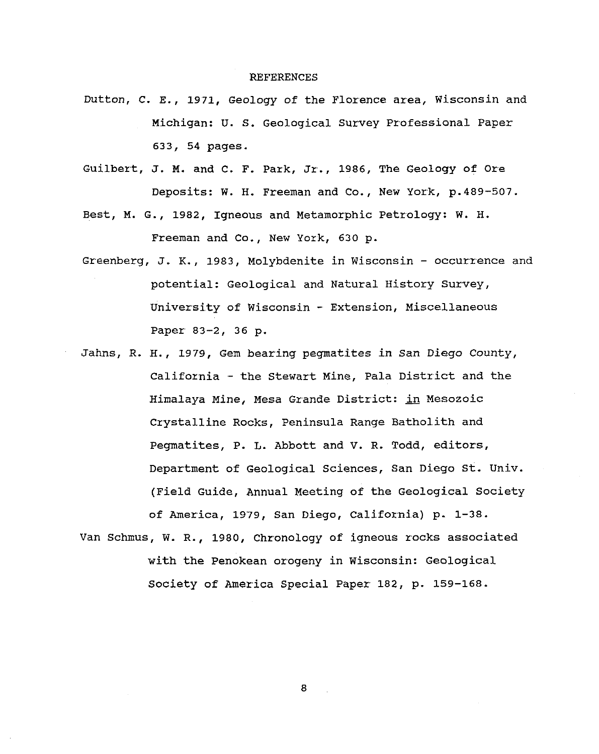## REFERENCES

Dutton, C. E., 1971, Geology of the Florence area, Wisconsin and Michigan: U. S. Geological Survey Professional Paper 633, 54 pages.

Guilbert, J. M. and C. F. Park, Jr., 1986, The Geology of Ore Deposits: W. H. Freeman and Co., New York, p.489-507.

Best, M. G., 1982, Igneous and Metamorphic Petrology: W. H. Freeman and Co., New York, 630 p.

Greenberg, J. K., 1983, Molybdenite in Wisconsin - occurrence and potential: Geological and Natural History Survey, University of Wisconsin - Extension, Miscellaneous Paper 83-2, 36 p.

Jahns, R. H., 1979, Gem bearing pegmatites in San Diego County, California - the Stewart Mine, Pala District and the Himalaya Mine, Mesa Grande District: in Mesozoic Crystalline Rocks, Peninsula Range Batholith and Pegmatites, P. L. Abbott and V. R. Todd, editors, Department of Geological Sciences, San Diego St. Univ. (Field Guide, Annual Meeting of the Geological Society of America, 1979, San Diego, California) p. 1-38.

Van Schmus, W. R., 1980, Chronology of igneous rocks associated with the Penokean orogeny in Wisconsin: Geological Society of America Special Paper 182, p. 159-168.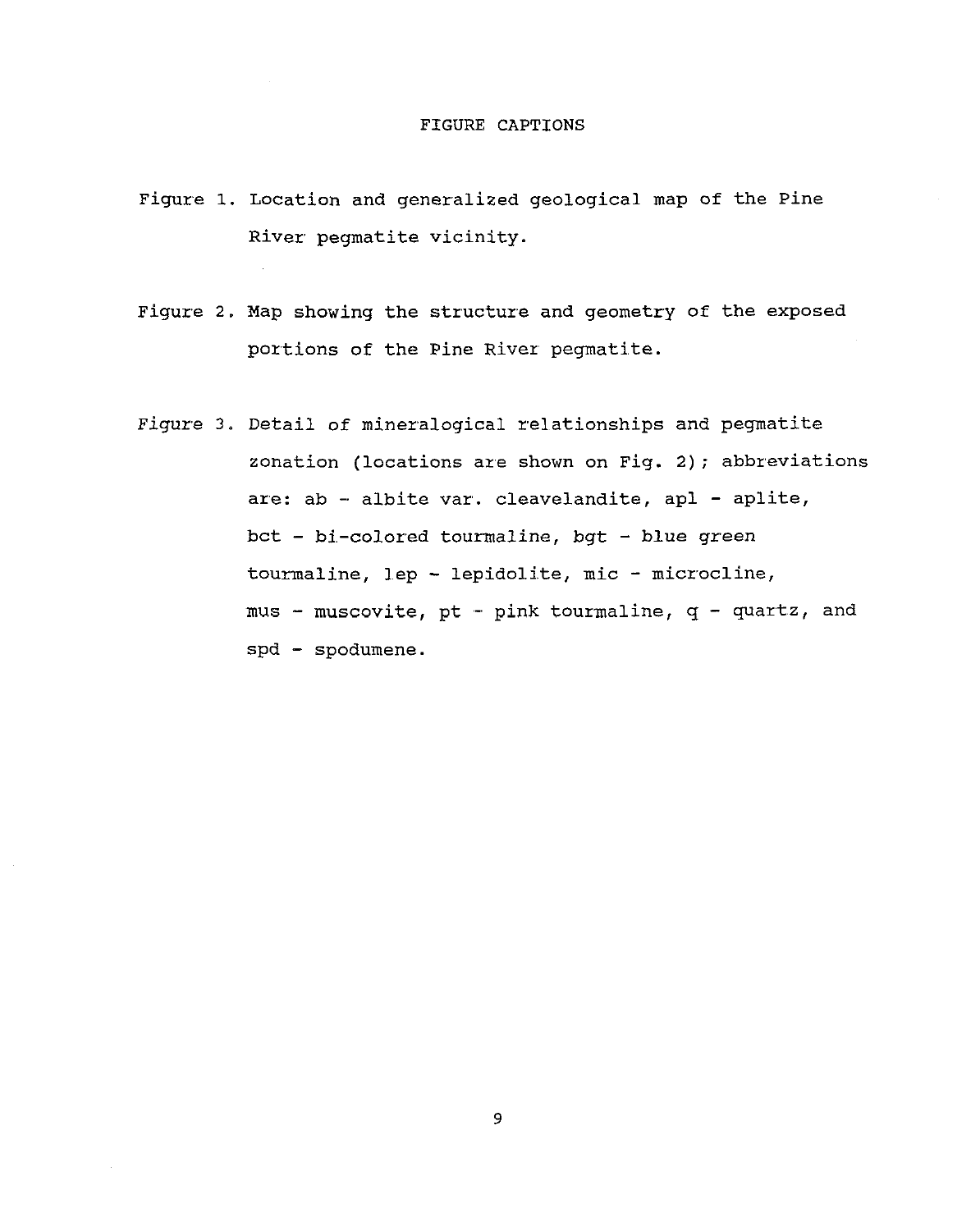# FIGURE CAPTIONS

Figure 1. Location and generalized geological map of the Pine River pegmatite vicinity.

Figure 2. Map showing the structure and geometry of the exposed portions of the Pine River pegmatite.

Figure 3. Detail of mineralogical relationships and pegmatite zonation (locations are shown on Fig. 2); abbreviations are: ab - albite var. cleavelandite, apl - aplite, bct - bi-colored tourmaline, bgt - blue green tourmaline, lep - lepidolite, mic - microcline, mus - muscovite, pt - pink tourmaline, q - quartz, and spd - spodumene.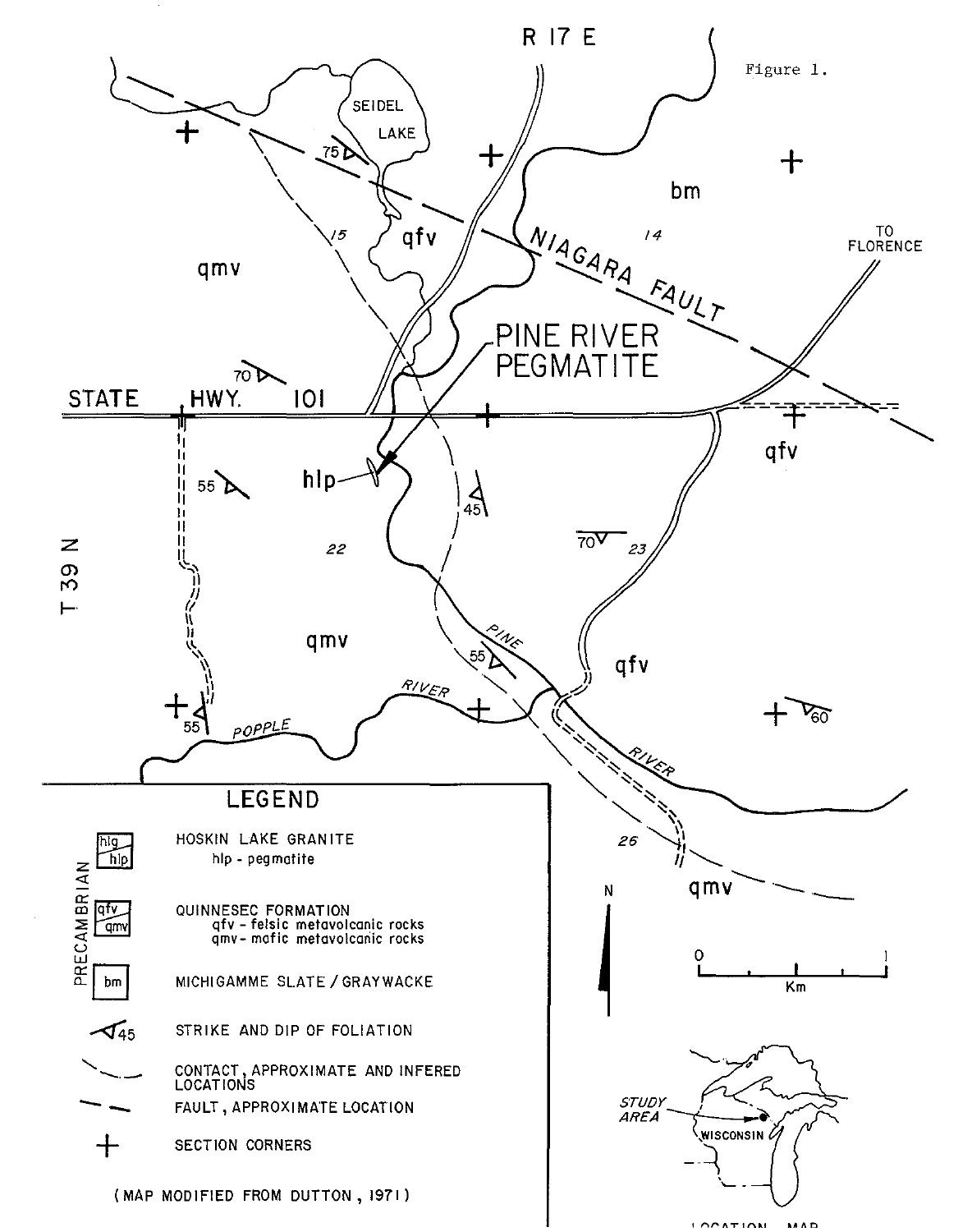Figure 1.

R 17 E

T 39 N

SEIDEL LAKE

NIAGARA FAULT

PINE RIVER PEGMATITE

STATE HWY. 101

TO FLORENCE

PINE RIVER

POPPLE RIVER

qmv

qfv

bm

hlp

15

14

22

23

26

75

70

55

45

70

55

55

60

N

0 — 1 Km

STUDY AREA

WISCONSIN

LOCATION MAP

## LEGEND

PRECAMBRIAN

- hlg / hlp — HOSKIN LAKE GRANITE
  - hlp - pegmatite
- qfv / qmv — QUINNESEC FORMATION
  - qfv - felsic metavolcanic rocks
  - qmv - mafic metavolcanic rocks
- bm — MICHIGAMME SLATE / GRAYWACKE
- 45 — STRIKE AND DIP OF FOLIATION
- CONTACT, APPROXIMATE AND INFERED LOCATIONS
- FAULT, APPROXIMATE LOCATION
- + — SECTION CORNERS

(MAP MODIFIED FROM DUTTON, 1971)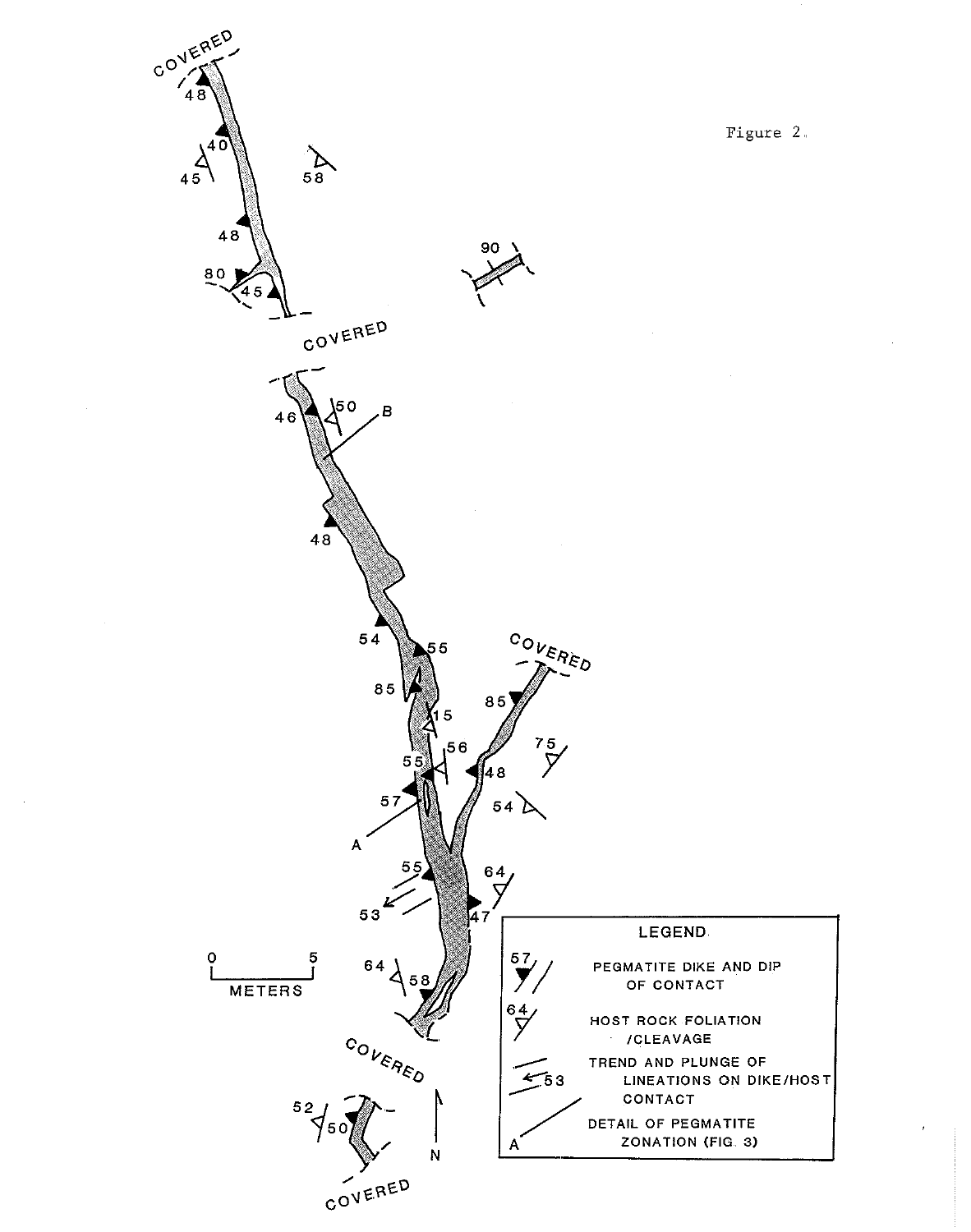Figure 2.

**LEGEND**

- PEGMATITE DIKE AND DIP OF CONTACT
- HOST ROCK FOLIATION /CLEAVAGE
- TREND AND PLUNGE OF LINEATIONS ON DIKE/HOST CONTACT
- DETAIL OF PEGMATITE ZONATION (FIG. 3)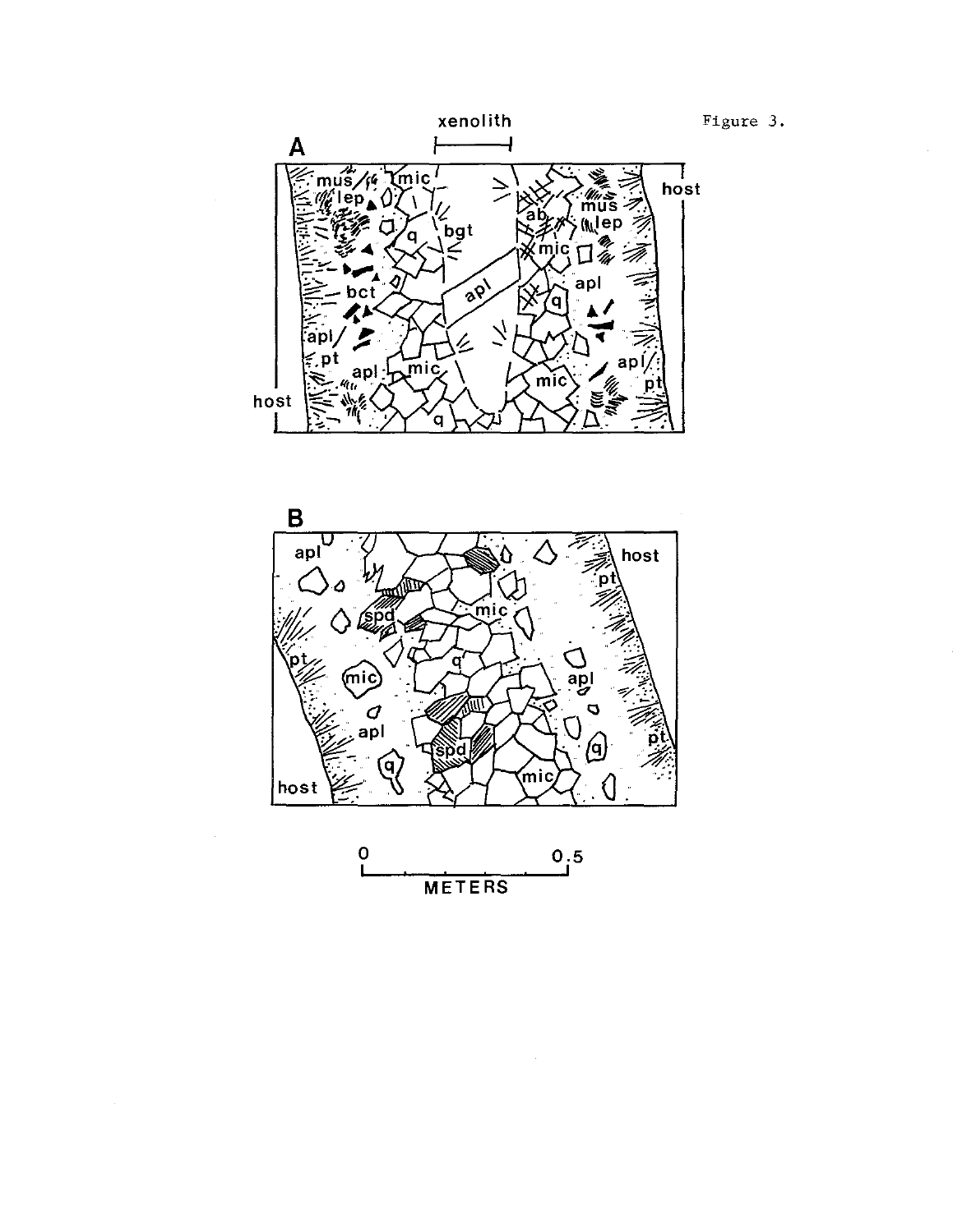Figure 3.

xenolith

A

mus lep mic q bgt ab mus lep mic host apl bct apl apl/ pt q apl mic mic apl/ pt host q

B

apl host pt spd mic pt q mic apl apl pt q host spd mic q

0 0.5

METERS